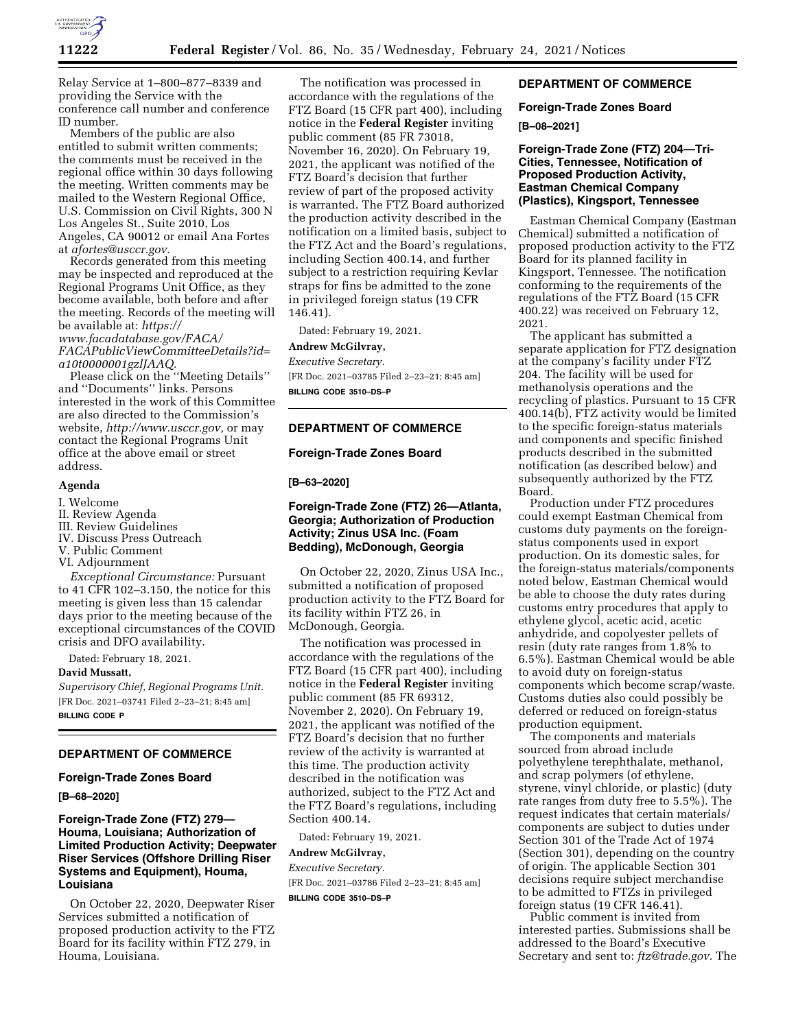Relay Service at 1–800–877–8339 and providing the Service with the conference call number and conference ID number.

Members of the public are also entitled to submit written comments; the comments must be received in the regional office within 30 days following the meeting. Written comments may be mailed to the Western Regional Office, U.S. Commission on Civil Rights, 300 N Los Angeles St., Suite 2010, Los Angeles, CA 90012 or email Ana Fortes at *afortes@usccr.gov.*

Records generated from this meeting may be inspected and reproduced at the Regional Programs Unit Office, as they become available, both before and after the meeting. Records of the meeting will be available at: *https://www.facadatabase.gov/FACA/FACAPublicViewCommitteeDetails?id=a10t0000001gzlJAAQ.*

Please click on the ''Meeting Details'' and ''Documents'' links. Persons interested in the work of this Committee are also directed to the Commission's website, *http://www.usccr.gov,* or may contact the Regional Programs Unit office at the above email or street address.

## Agenda

I. Welcome
II. Review Agenda
III. Review Guidelines
IV. Discuss Press Outreach
V. Public Comment
VI. Adjournment

*Exceptional Circumstance:* Pursuant to 41 CFR 102–3.150, the notice for this meeting is given less than 15 calendar days prior to the meeting because of the exceptional circumstances of the COVID crisis and DFO availability.

Dated: February 18, 2021.

**David Mussatt,**

*Supervisory Chief, Regional Programs Unit.*

[FR Doc. 2021–03741 Filed 2–23–21; 8:45 am]

**BILLING CODE P**

---

## DEPARTMENT OF COMMERCE

### Foreign-Trade Zones Board

**[B–68–2020]**

### Foreign-Trade Zone (FTZ) 279—Houma, Louisiana; Authorization of Limited Production Activity; Deepwater Riser Services (Offshore Drilling Riser Systems and Equipment), Houma, Louisiana

On October 22, 2020, Deepwater Riser Services submitted a notification of proposed production activity to the FTZ Board for its facility within FTZ 279, in Houma, Louisiana.

The notification was processed in accordance with the regulations of the FTZ Board (15 CFR part 400), including notice in the **Federal Register** inviting public comment (85 FR 73018, November 16, 2020). On February 19, 2021, the applicant was notified of the FTZ Board's decision that further review of part of the proposed activity is warranted. The FTZ Board authorized the production activity described in the notification on a limited basis, subject to the FTZ Act and the Board's regulations, including Section 400.14, and further subject to a restriction requiring Kevlar straps for fins be admitted to the zone in privileged foreign status (19 CFR 146.41).

Dated: February 19, 2021.

**Andrew McGilvray,**

*Executive Secretary.*

[FR Doc. 2021–03785 Filed 2–23–21; 8:45 am]

**BILLING CODE 3510–DS–P**

---

## DEPARTMENT OF COMMERCE

### Foreign-Trade Zones Board

**[B–63–2020]**

### Foreign-Trade Zone (FTZ) 26—Atlanta, Georgia; Authorization of Production Activity; Zinus USA Inc. (Foam Bedding), McDonough, Georgia

On October 22, 2020, Zinus USA Inc., submitted a notification of proposed production activity to the FTZ Board for its facility within FTZ 26, in McDonough, Georgia.

The notification was processed in accordance with the regulations of the FTZ Board (15 CFR part 400), including notice in the **Federal Register** inviting public comment (85 FR 69312, November 2, 2020). On February 19, 2021, the applicant was notified of the FTZ Board's decision that no further review of the activity is warranted at this time. The production activity described in the notification was authorized, subject to the FTZ Act and the FTZ Board's regulations, including Section 400.14.

Dated: February 19, 2021.

**Andrew McGilvray,**

*Executive Secretary.*

[FR Doc. 2021–03786 Filed 2–23–21; 8:45 am]

**BILLING CODE 3510–DS–P**

---

## DEPARTMENT OF COMMERCE

### Foreign-Trade Zones Board

**[B–08–2021]**

### Foreign-Trade Zone (FTZ) 204—Tri-Cities, Tennessee, Notification of Proposed Production Activity, Eastman Chemical Company (Plastics), Kingsport, Tennessee

Eastman Chemical Company (Eastman Chemical) submitted a notification of proposed production activity to the FTZ Board for its planned facility in Kingsport, Tennessee. The notification conforming to the requirements of the regulations of the FTZ Board (15 CFR 400.22) was received on February 12, 2021.

The applicant has submitted a separate application for FTZ designation at the company's facility under FTZ 204. The facility will be used for methanolysis operations and the recycling of plastics. Pursuant to 15 CFR 400.14(b), FTZ activity would be limited to the specific foreign-status materials and components and specific finished products described in the submitted notification (as described below) and subsequently authorized by the FTZ Board.

Production under FTZ procedures could exempt Eastman Chemical from customs duty payments on the foreign-status components used in export production. On its domestic sales, for the foreign-status materials/components noted below, Eastman Chemical would be able to choose the duty rates during customs entry procedures that apply to ethylene glycol, acetic acid, acetic anhydride, and copolyester pellets of resin (duty rate ranges from 1.8% to 6.5%). Eastman Chemical would be able to avoid duty on foreign-status components which become scrap/waste. Customs duties also could possibly be deferred or reduced on foreign-status production equipment.

The components and materials sourced from abroad include polyethylene terephthalate, methanol, and scrap polymers (of ethylene, styrene, vinyl chloride, or plastic) (duty rate ranges from duty free to 5.5%). The request indicates that certain materials/components are subject to duties under Section 301 of the Trade Act of 1974 (Section 301), depending on the country of origin. The applicable Section 301 decisions require subject merchandise to be admitted to FTZs in privileged foreign status (19 CFR 146.41).

Public comment is invited from interested parties. Submissions shall be addressed to the Board's Executive Secretary and sent to: *ftz@trade.gov.* The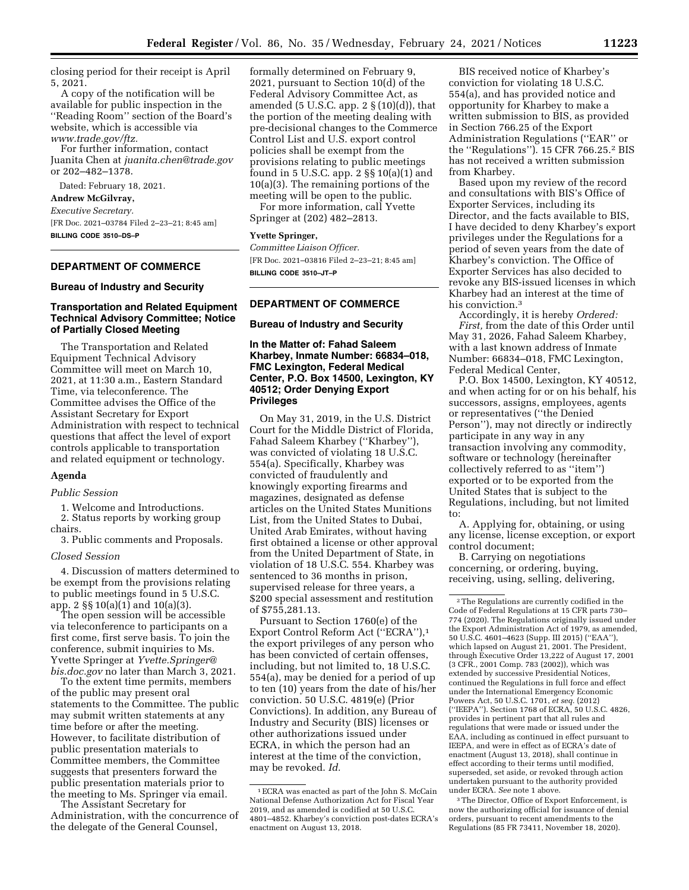closing period for their receipt is April 5, 2021.

A copy of the notification will be available for public inspection in the ''Reading Room'' section of the Board's website, which is accessible via *www.trade.gov/ftz.*

For further information, contact Juanita Chen at *juanita.chen@trade.gov* or 202–482–1378.

Dated: February 18, 2021.

**Andrew McGilvray,**

*Executive Secretary.*

[FR Doc. 2021–03784 Filed 2–23–21; 8:45 am]

**BILLING CODE 3510–DS–P**

## DEPARTMENT OF COMMERCE

### Bureau of Industry and Security

### Transportation and Related Equipment Technical Advisory Committee; Notice of Partially Closed Meeting

The Transportation and Related Equipment Technical Advisory Committee will meet on March 10, 2021, at 11:30 a.m., Eastern Standard Time, via teleconference. The Committee advises the Office of the Assistant Secretary for Export Administration with respect to technical questions that affect the level of export controls applicable to transportation and related equipment or technology.

#### Agenda

*Public Session*

1. Welcome and Introductions.
2. Status reports by working group chairs.
3. Public comments and Proposals.

*Closed Session*

4. Discussion of matters determined to be exempt from the provisions relating to public meetings found in 5 U.S.C. app. 2 §§ 10(a)(1) and 10(a)(3).

The open session will be accessible via teleconference to participants on a first come, first serve basis. To join the conference, submit inquiries to Ms. Yvette Springer at *Yvette.Springer@bis.doc.gov* no later than March 3, 2021.

To the extent time permits, members of the public may present oral statements to the Committee. The public may submit written statements at any time before or after the meeting. However, to facilitate distribution of public presentation materials to Committee members, the Committee suggests that presenters forward the public presentation materials prior to the meeting to Ms. Springer via email.

The Assistant Secretary for Administration, with the concurrence of the delegate of the General Counsel, formally determined on February 9, 2021, pursuant to Section 10(d) of the Federal Advisory Committee Act, as amended (5 U.S.C. app. 2 § (10)(d)), that the portion of the meeting dealing with pre-decisional changes to the Commerce Control List and U.S. export control policies shall be exempt from the provisions relating to public meetings found in 5 U.S.C. app. 2 §§ 10(a)(1) and 10(a)(3). The remaining portions of the meeting will be open to the public.

For more information, call Yvette Springer at (202) 482–2813.

**Yvette Springer,**

*Committee Liaison Officer.*

[FR Doc. 2021–03816 Filed 2–23–21; 8:45 am]

**BILLING CODE 3510–JT–P**

## DEPARTMENT OF COMMERCE

### Bureau of Industry and Security

### In the Matter of: Fahad Saleem Kharbey, Inmate Number: 66834–018, FMC Lexington, Federal Medical Center, P.O. Box 14500, Lexington, KY 40512; Order Denying Export Privileges

On May 31, 2019, in the U.S. District Court for the Middle District of Florida, Fahad Saleem Kharbey (''Kharbey''), was convicted of violating 18 U.S.C. 554(a). Specifically, Kharbey was convicted of fraudulently and knowingly exporting firearms and magazines, designated as defense articles on the United States Munitions List, from the United States to Dubai, United Arab Emirates, without having first obtained a license or other approval from the United Department of State, in violation of 18 U.S.C. 554. Kharbey was sentenced to 36 months in prison, supervised release for three years, a $200 special assessment and restitution of $755,281.13.

Pursuant to Section 1760(e) of the Export Control Reform Act (''ECRA''),[1] the export privileges of any person who has been convicted of certain offenses, including, but not limited to, 18 U.S.C. 554(a), may be denied for a period of up to ten (10) years from the date of his/her conviction. 50 U.S.C. 4819(e) (Prior Convictions). In addition, any Bureau of Industry and Security (BIS) licenses or other authorizations issued under ECRA, in which the person had an interest at the time of the conviction, may be revoked. *Id.*

BIS received notice of Kharbey's conviction for violating 18 U.S.C. 554(a), and has provided notice and opportunity for Kharbey to make a written submission to BIS, as provided in Section 766.25 of the Export Administration Regulations (''EAR'' or the ''Regulations''). 15 CFR 766.25.[2] BIS has not received a written submission from Kharbey.

Based upon my review of the record and consultations with BIS's Office of Exporter Services, including its Director, and the facts available to BIS, I have decided to deny Kharbey's export privileges under the Regulations for a period of seven years from the date of Kharbey's conviction. The Office of Exporter Services has also decided to revoke any BIS-issued licenses in which Kharbey had an interest at the time of his conviction.[3]

Accordingly, it is hereby *Ordered:*

*First,* from the date of this Order until May 31, 2026, Fahad Saleem Kharbey, with a last known address of Inmate Number: 66834–018, FMC Lexington, Federal Medical Center, P.O. Box 14500, Lexington, KY 40512, and when acting for or on his behalf, his successors, assigns, employees, agents or representatives (''the Denied Person''), may not directly or indirectly participate in any way in any transaction involving any commodity, software or technology (hereinafter collectively referred to as ''item'') exported or to be exported from the United States that is subject to the Regulations, including, but not limited to:

A. Applying for, obtaining, or using any license, license exception, or export control document;

B. Carrying on negotiations concerning, or ordering, buying, receiving, using, selling, delivering,

---

[1] ECRA was enacted as part of the John S. McCain National Defense Authorization Act for Fiscal Year 2019, and as amended is codified at 50 U.S.C. 4801–4852. Kharbey's conviction post-dates ECRA's enactment on August 13, 2018.

[2] The Regulations are currently codified in the Code of Federal Regulations at 15 CFR parts 730–774 (2020). The Regulations originally issued under the Export Administration Act of 1979, as amended, 50 U.S.C. 4601–4623 (Supp. III 2015) (''EAA''), which lapsed on August 21, 2001. The President, through Executive Order 13,222 of August 17, 2001 (3 CFR., 2001 Comp. 783 (2002)), which was extended by successive Presidential Notices, continued the Regulations in full force and effect under the International Emergency Economic Powers Act, 50 U.S.C. 1701, *et seq.* (2012) (''IEEPA''). Section 1768 of ECRA, 50 U.S.C. 4826, provides in pertinent part that all rules and regulations that were made or issued under the EAA, including as continued in effect pursuant to IEEPA, and were in effect as of ECRA's date of enactment (August 13, 2018), shall continue in effect according to their terms until modified, superseded, set aside, or revoked through action undertaken pursuant to the authority provided under ECRA. *See* note 1 above.

[3] The Director, Office of Export Enforcement, is now the authorizing official for issuance of denial orders, pursuant to recent amendments to the Regulations (85 FR 73411, November 18, 2020).